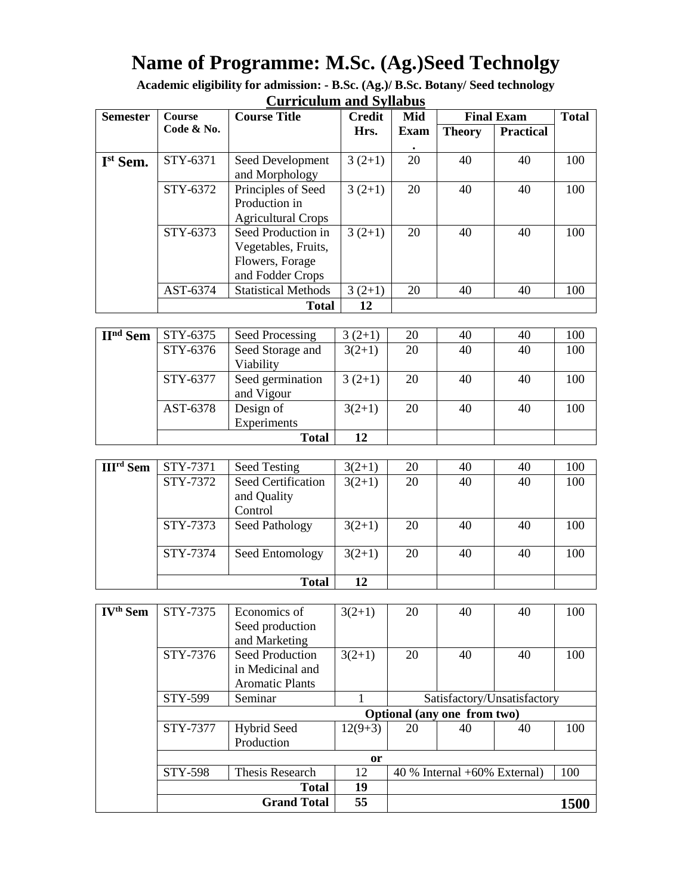# Name of Programme: M.Sc. (Ag.)Seed Technolgy

**Academic eligibility for admission: - B.Sc. (Ag.)/ B.Sc. Botany/ Seed technology**

## Curriculum and Syllabus

| Semester | Course Code & No. | Course Title | Credit Hrs. | Mid Exam. | Final Exam | | Total |
|---|---|---|---|---|---|---|---|
| | | | | | Theory | Practical | |
| **I[st] Sem.** | STY-6371 | Seed Development and Morphology | 3 (2+1) | 20 | 40 | 40 | 100 |
| | STY-6372 | Principles of Seed Production in Agricultural Crops | 3 (2+1) | 20 | 40 | 40 | 100 |
| | STY-6373 | Seed Production in Vegetables, Fruits, Flowers, Forage and Fodder Crops | 3 (2+1) | 20 | 40 | 40 | 100 |
| | AST-6374 | Statistical Methods | 3 (2+1) | 20 | 40 | 40 | 100 |
| | | **Total** | **12** | | | | |
| **II[nd] Sem** | STY-6375 | Seed Processing | 3 (2+1) | 20 | 40 | 40 | 100 |
| | STY-6376 | Seed Storage and Viability | 3(2+1) | 20 | 40 | 40 | 100 |
| | STY-6377 | Seed germination and Vigour | 3 (2+1) | 20 | 40 | 40 | 100 |
| | AST-6378 | Design of Experiments | 3(2+1) | 20 | 40 | 40 | 100 |
| | | **Total** | **12** | | | | |
| **III[rd] Sem** | STY-7371 | Seed Testing | 3(2+1) | 20 | 40 | 40 | 100 |
| | STY-7372 | Seed Certification and Quality Control | 3(2+1) | 20 | 40 | 40 | 100 |
| | STY-7373 | Seed Pathology | 3(2+1) | 20 | 40 | 40 | 100 |
| | STY-7374 | Seed Entomology | 3(2+1) | 20 | 40 | 40 | 100 |
| | | **Total** | **12** | | | | |
| **IV[th] Sem** | STY-7375 | Economics of Seed production and Marketing | 3(2+1) | 20 | 40 | 40 | 100 |
| | STY-7376 | Seed Production in Medicinal and Aromatic Plants | 3(2+1) | 20 | 40 | 40 | 100 |
| | STY-599 | Seminar | 1 | Satisfactory/Unsatisfactory | | | |
| | **Optional (any one from two)** | | | | | | |
| | STY-7377 | Hybrid Seed Production | 12(9+3) | 20 | 40 | 40 | 100 |
| | | | **or** | | | | |
| | STY-598 | Thesis Research | 12 | 40 % Internal +60% External) | | | 100 |
| | | **Total** | **19** | | | | |
| | | **Grand Total** | **55** | | | | **1500** |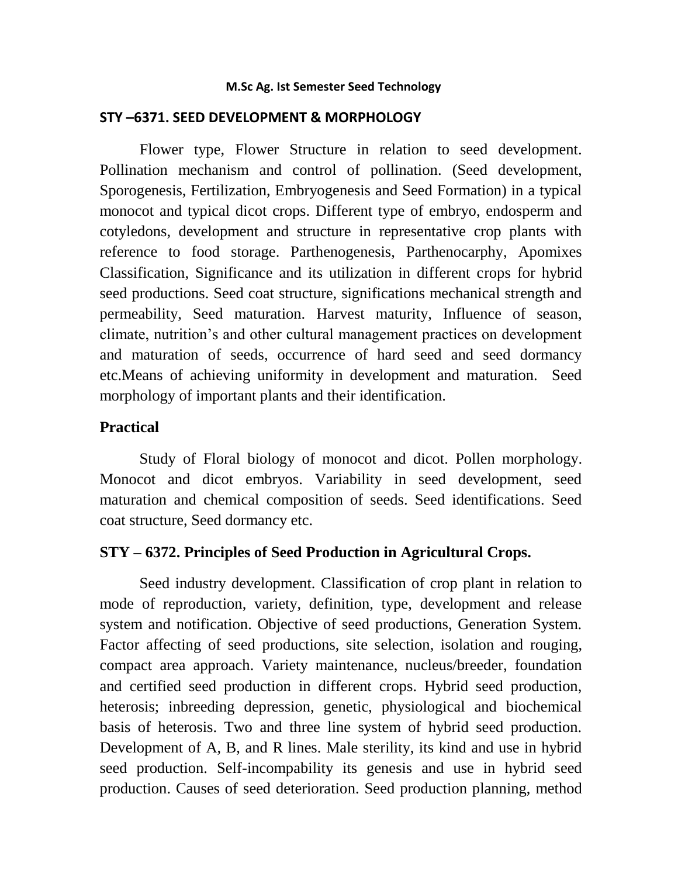**M.Sc Ag. Ist Semester Seed Technology**

## STY –6371. SEED DEVELOPMENT & MORPHOLOGY

Flower type, Flower Structure in relation to seed development. Pollination mechanism and control of pollination. (Seed development, Sporogenesis, Fertilization, Embryogenesis and Seed Formation) in a typical monocot and typical dicot crops. Different type of embryo, endosperm and cotyledons, development and structure in representative crop plants with reference to food storage. Parthenogenesis, Parthenocarphy, Apomixes Classification, Significance and its utilization in different crops for hybrid seed productions. Seed coat structure, significations mechanical strength and permeability, Seed maturation. Harvest maturity, Influence of season, climate, nutrition's and other cultural management practices on development and maturation of seeds, occurrence of hard seed and seed dormancy etc.Means of achieving uniformity in development and maturation. Seed morphology of important plants and their identification.

### Practical

Study of Floral biology of monocot and dicot. Pollen morphology. Monocot and dicot embryos. Variability in seed development, seed maturation and chemical composition of seeds. Seed identifications. Seed coat structure, Seed dormancy etc.

## STY – 6372. Principles of Seed Production in Agricultural Crops.

Seed industry development. Classification of crop plant in relation to mode of reproduction, variety, definition, type, development and release system and notification. Objective of seed productions, Generation System. Factor affecting of seed productions, site selection, isolation and rouging, compact area approach. Variety maintenance, nucleus/breeder, foundation and certified seed production in different crops. Hybrid seed production, heterosis; inbreeding depression, genetic, physiological and biochemical basis of heterosis. Two and three line system of hybrid seed production. Development of A, B, and R lines. Male sterility, its kind and use in hybrid seed production. Self-incompability its genesis and use in hybrid seed production. Causes of seed deterioration. Seed production planning, method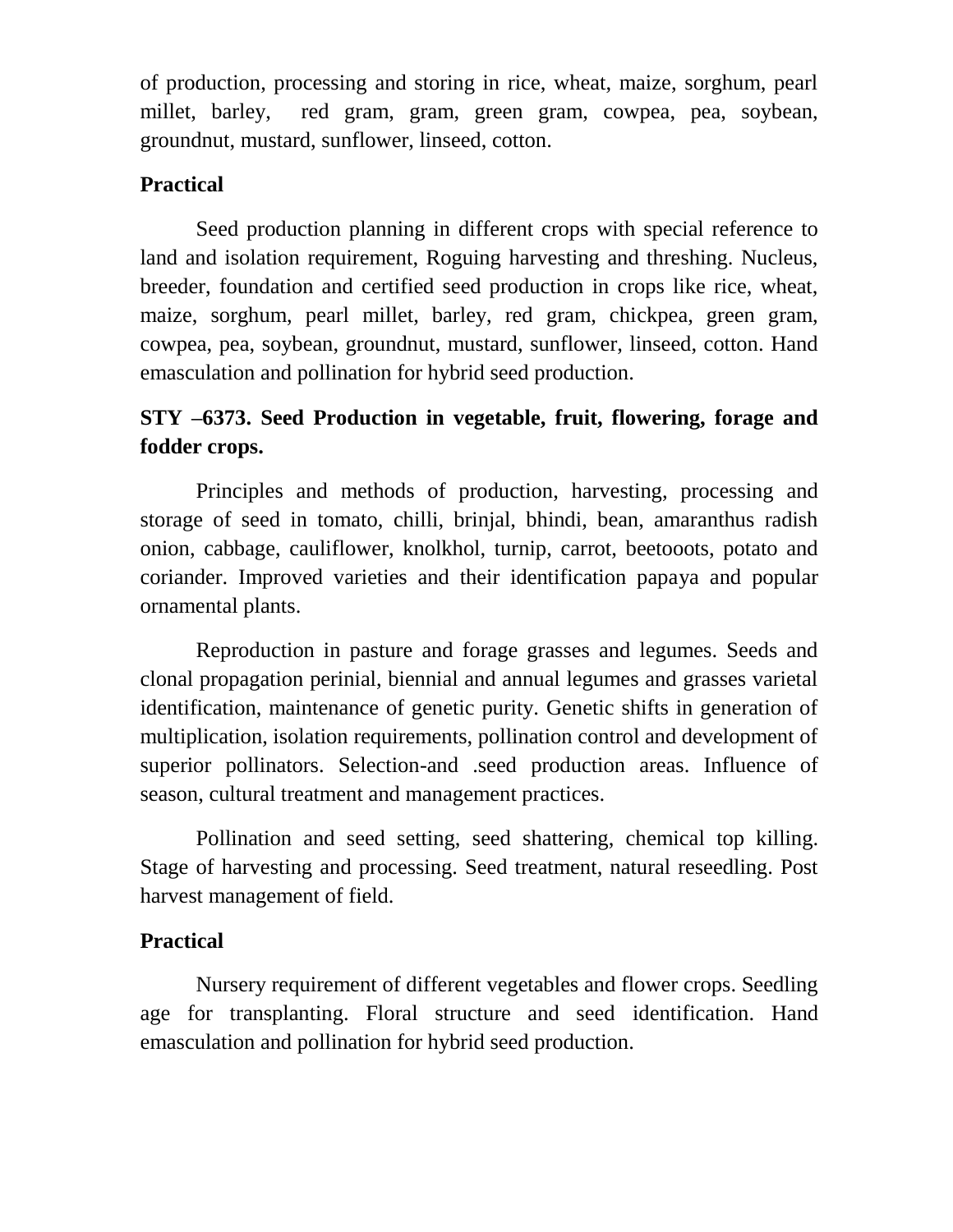of production, processing and storing in rice, wheat, maize, sorghum, pearl millet, barley, red gram, gram, green gram, cowpea, pea, soybean, groundnut, mustard, sunflower, linseed, cotton.

**Practical**

Seed production planning in different crops with special reference to land and isolation requirement, Roguing harvesting and threshing. Nucleus, breeder, foundation and certified seed production in crops like rice, wheat, maize, sorghum, pearl millet, barley, red gram, chickpea, green gram, cowpea, pea, soybean, groundnut, mustard, sunflower, linseed, cotton. Hand emasculation and pollination for hybrid seed production.

**STY –6373. Seed Production in vegetable, fruit, flowering, forage and fodder crops.**

Principles and methods of production, harvesting, processing and storage of seed in tomato, chilli, brinjal, bhindi, bean, amaranthus radish onion, cabbage, cauliflower, knolkhol, turnip, carrot, beetooots, potato and coriander. Improved varieties and their identification papaya and popular ornamental plants.

Reproduction in pasture and forage grasses and legumes. Seeds and clonal propagation perinial, biennial and annual legumes and grasses varietal identification, maintenance of genetic purity. Genetic shifts in generation of multiplication, isolation requirements, pollination control and development of superior pollinators. Selection-and .seed production areas. Influence of season, cultural treatment and management practices.

Pollination and seed setting, seed shattering, chemical top killing. Stage of harvesting and processing. Seed treatment, natural reseedling. Post harvest management of field.

**Practical**

Nursery requirement of different vegetables and flower crops. Seedling age for transplanting. Floral structure and seed identification. Hand emasculation and pollination for hybrid seed production.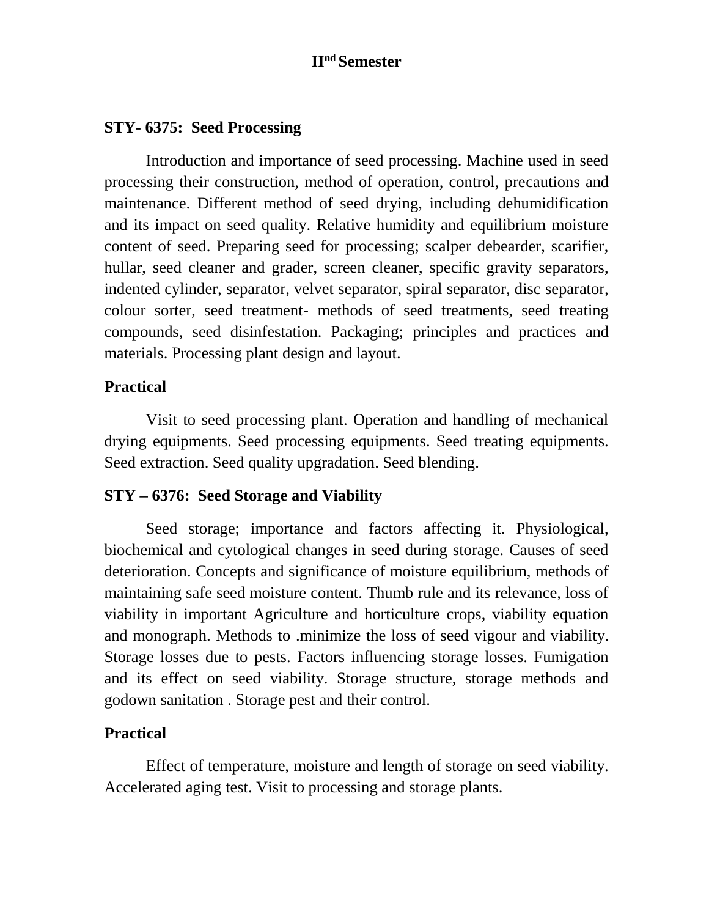# II[nd] Semester

## STY- 6375: Seed Processing

Introduction and importance of seed processing. Machine used in seed processing their construction, method of operation, control, precautions and maintenance. Different method of seed drying, including dehumidification and its impact on seed quality. Relative humidity and equilibrium moisture content of seed. Preparing seed for processing; scalper debearder, scarifier, hullar, seed cleaner and grader, screen cleaner, specific gravity separators, indented cylinder, separator, velvet separator, spiral separator, disc separator, colour sorter, seed treatment- methods of seed treatments, seed treating compounds, seed disinfestation. Packaging; principles and practices and materials. Processing plant design and layout.

### Practical

Visit to seed processing plant. Operation and handling of mechanical drying equipments. Seed processing equipments. Seed treating equipments. Seed extraction. Seed quality upgradation. Seed blending.

## STY – 6376: Seed Storage and Viability

Seed storage; importance and factors affecting it. Physiological, biochemical and cytological changes in seed during storage. Causes of seed deterioration. Concepts and significance of moisture equilibrium, methods of maintaining safe seed moisture content. Thumb rule and its relevance, loss of viability in important Agriculture and horticulture crops, viability equation and monograph. Methods to .minimize the loss of seed vigour and viability. Storage losses due to pests. Factors influencing storage losses. Fumigation and its effect on seed viability. Storage structure, storage methods and godown sanitation . Storage pest and their control.

### Practical

Effect of temperature, moisture and length of storage on seed viability. Accelerated aging test. Visit to processing and storage plants.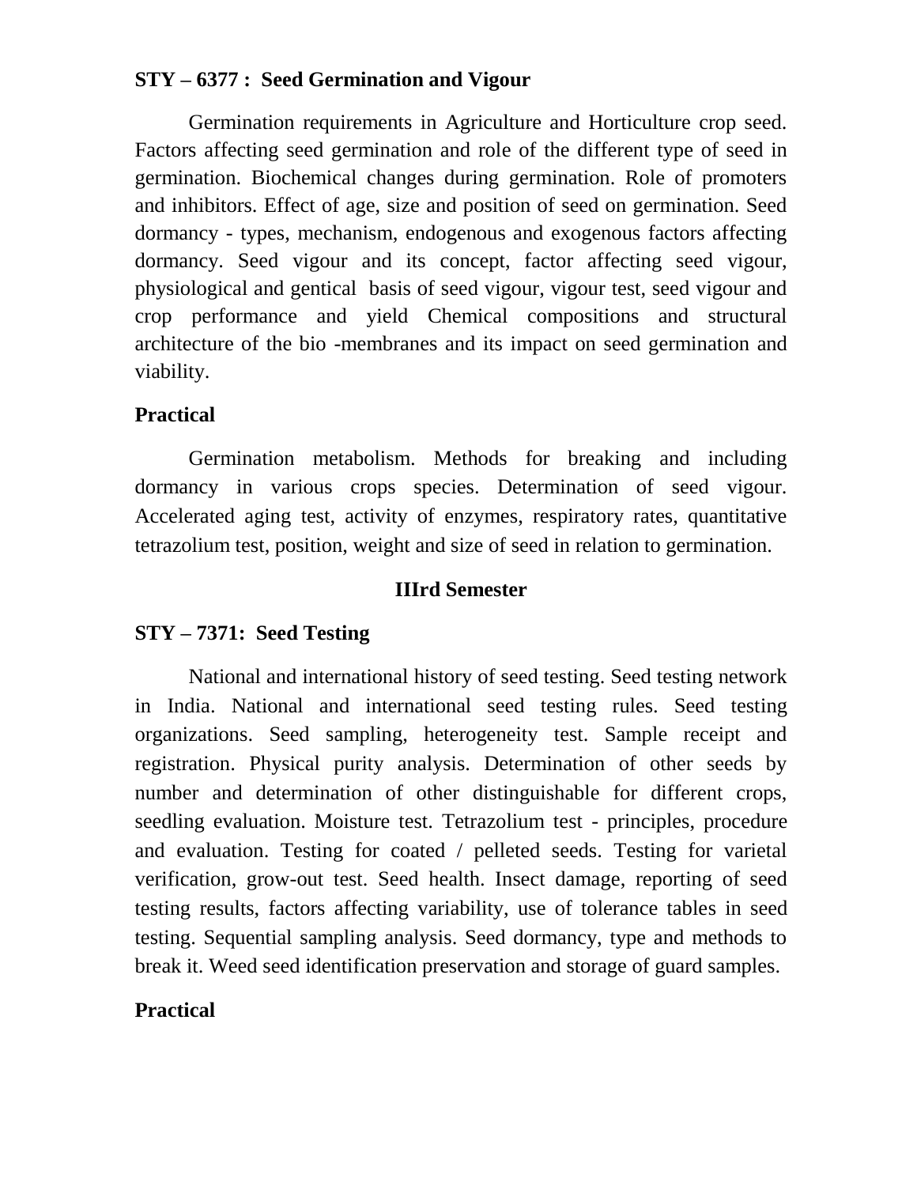**STY – 6377 : Seed Germination and Vigour**

Germination requirements in Agriculture and Horticulture crop seed. Factors affecting seed germination and role of the different type of seed in germination. Biochemical changes during germination. Role of promoters and inhibitors. Effect of age, size and position of seed on germination. Seed dormancy - types, mechanism, endogenous and exogenous factors affecting dormancy. Seed vigour and its concept, factor affecting seed vigour, physiological and gentical basis of seed vigour, vigour test, seed vigour and crop performance and yield Chemical compositions and structural architecture of the bio -membranes and its impact on seed germination and viability.

**Practical**

Germination metabolism. Methods for breaking and including dormancy in various crops species. Determination of seed vigour. Accelerated aging test, activity of enzymes, respiratory rates, quantitative tetrazolium test, position, weight and size of seed in relation to germination.

**IIIrd Semester**

**STY – 7371: Seed Testing**

National and international history of seed testing. Seed testing network in India. National and international seed testing rules. Seed testing organizations. Seed sampling, heterogeneity test. Sample receipt and registration. Physical purity analysis. Determination of other seeds by number and determination of other distinguishable for different crops, seedling evaluation. Moisture test. Tetrazolium test - principles, procedure and evaluation. Testing for coated / pelleted seeds. Testing for varietal verification, grow-out test. Seed health. Insect damage, reporting of seed testing results, factors affecting variability, use of tolerance tables in seed testing. Sequential sampling analysis. Seed dormancy, type and methods to break it. Weed seed identification preservation and storage of guard samples.

**Practical**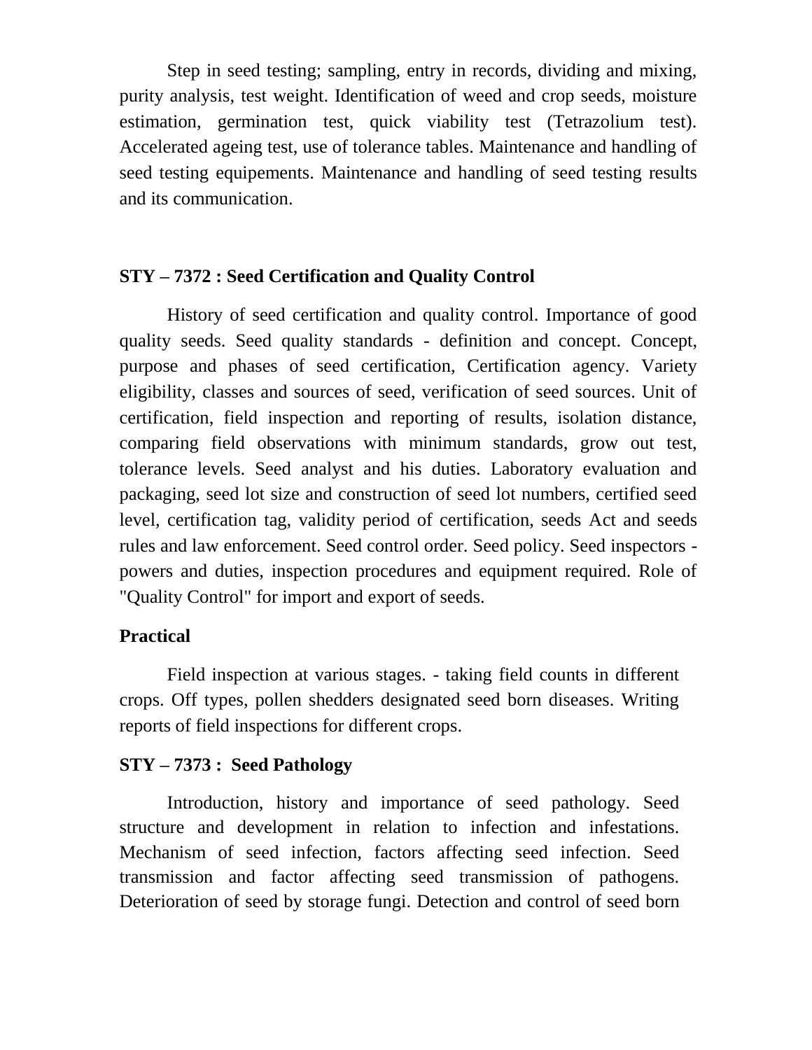Step in seed testing; sampling, entry in records, dividing and mixing, purity analysis, test weight. Identification of weed and crop seeds, moisture estimation, germination test, quick viability test (Tetrazolium test). Accelerated ageing test, use of tolerance tables. Maintenance and handling of seed testing equipements. Maintenance and handling of seed testing results and its communication.

### STY – 7372 : Seed Certification and Quality Control

History of seed certification and quality control. Importance of good quality seeds. Seed quality standards - definition and concept. Concept, purpose and phases of seed certification, Certification agency. Variety eligibility, classes and sources of seed, verification of seed sources. Unit of certification, field inspection and reporting of results, isolation distance, comparing field observations with minimum standards, grow out test, tolerance levels. Seed analyst and his duties. Laboratory evaluation and packaging, seed lot size and construction of seed lot numbers, certified seed level, certification tag, validity period of certification, seeds Act and seeds rules and law enforcement. Seed control order. Seed policy. Seed inspectors - powers and duties, inspection procedures and equipment required. Role of "Quality Control" for import and export of seeds.

**Practical**

Field inspection at various stages. - taking field counts in different crops. Off types, pollen shedders designated seed born diseases. Writing reports of field inspections for different crops.

### STY – 7373 : Seed Pathology

Introduction, history and importance of seed pathology. Seed structure and development in relation to infection and infestations. Mechanism of seed infection, factors affecting seed infection. Seed transmission and factor affecting seed transmission of pathogens. Deterioration of seed by storage fungi. Detection and control of seed born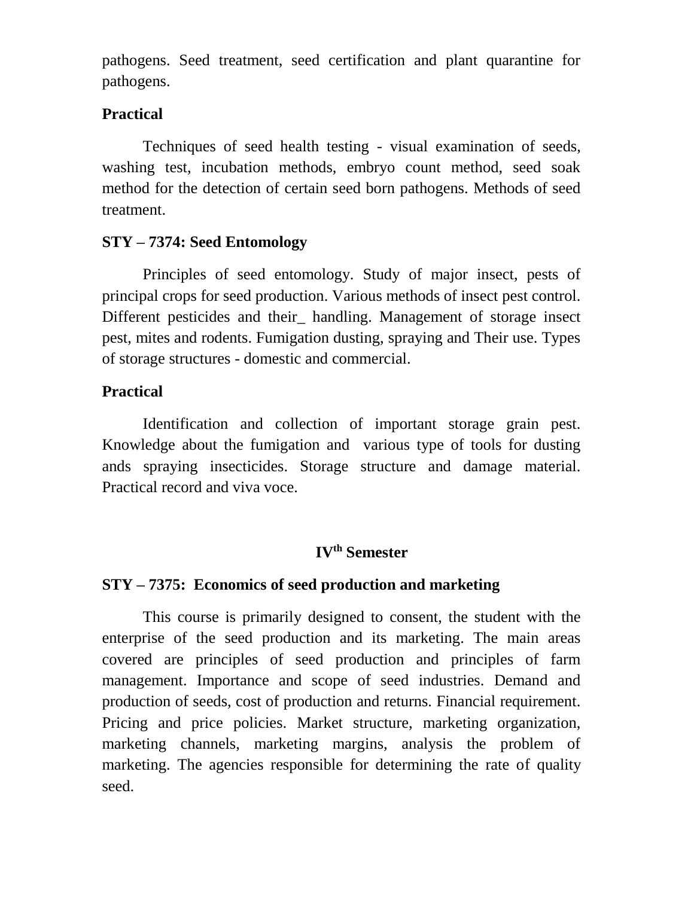pathogens. Seed treatment, seed certification and plant quarantine for pathogens.

**Practical**

Techniques of seed health testing - visual examination of seeds, washing test, incubation methods, embryo count method, seed soak method for the detection of certain seed born pathogens. Methods of seed treatment.

**STY – 7374: Seed Entomology**

Principles of seed entomology. Study of major insect, pests of principal crops for seed production. Various methods of insect pest control. Different pesticides and their_ handling. Management of storage insect pest, mites and rodents. Fumigation dusting, spraying and Their use. Types of storage structures - domestic and commercial.

**Practical**

Identification and collection of important storage grain pest. Knowledge about the fumigation and various type of tools for dusting ands spraying insecticides. Storage structure and damage material. Practical record and viva voce.

## IV$^{th}$ Semester

**STY – 7375: Economics of seed production and marketing**

This course is primarily designed to consent, the student with the enterprise of the seed production and its marketing. The main areas covered are principles of seed production and principles of farm management. Importance and scope of seed industries. Demand and production of seeds, cost of production and returns. Financial requirement. Pricing and price policies. Market structure, marketing organization, marketing channels, marketing margins, analysis the problem of marketing. The agencies responsible for determining the rate of quality seed.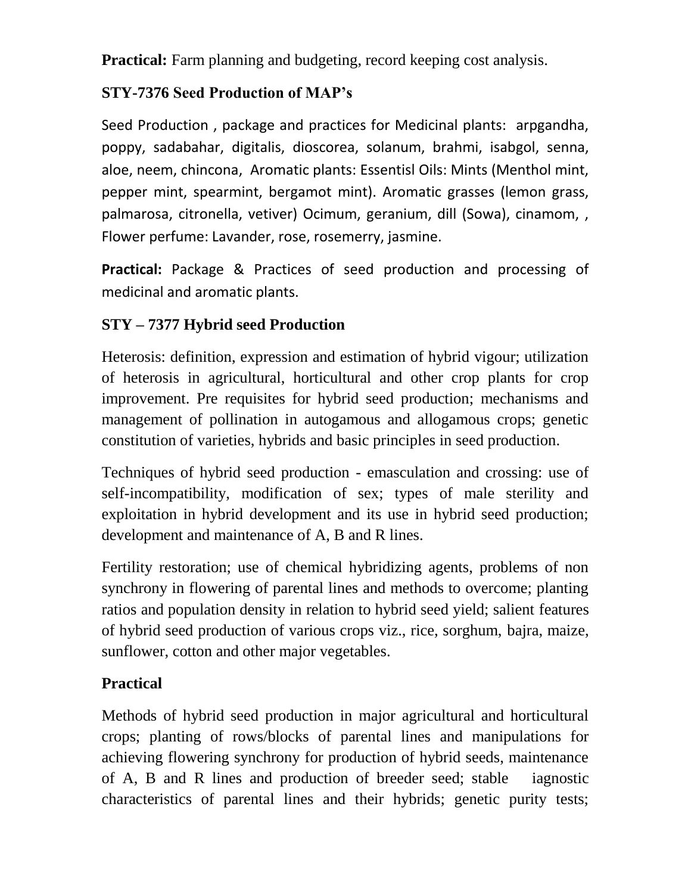**Practical:** Farm planning and budgeting, record keeping cost analysis.

### STY-7376 Seed Production of MAP's

Seed Production , package and practices for Medicinal plants: arpgandha, poppy, sadabahar, digitalis, dioscorea, solanum, brahmi, isabgol, senna, aloe, neem, chincona, Aromatic plants: Essentisl Oils: Mints (Menthol mint, pepper mint, spearmint, bergamot mint). Aromatic grasses (lemon grass, palmarosa, citronella, vetiver) Ocimum, geranium, dill (Sowa), cinamom, , Flower perfume: Lavander, rose, rosemerry, jasmine.

**Practical:** Package & Practices of seed production and processing of medicinal and aromatic plants.

### STY – 7377 Hybrid seed Production

Heterosis: definition, expression and estimation of hybrid vigour; utilization of heterosis in agricultural, horticultural and other crop plants for crop improvement. Pre requisites for hybrid seed production; mechanisms and management of pollination in autogamous and allogamous crops; genetic constitution of varieties, hybrids and basic principles in seed production.

Techniques of hybrid seed production - emasculation and crossing: use of self-incompatibility, modification of sex; types of male sterility and exploitation in hybrid development and its use in hybrid seed production; development and maintenance of A, B and R lines.

Fertility restoration; use of chemical hybridizing agents, problems of non synchrony in flowering of parental lines and methods to overcome; planting ratios and population density in relation to hybrid seed yield; salient features of hybrid seed production of various crops viz., rice, sorghum, bajra, maize, sunflower, cotton and other major vegetables.

**Practical**

Methods of hybrid seed production in major agricultural and horticultural crops; planting of rows/blocks of parental lines and manipulations for achieving flowering synchrony for production of hybrid seeds, maintenance of A, B and R lines and production of breeder seed; stable iagnostic characteristics of parental lines and their hybrids; genetic purity tests;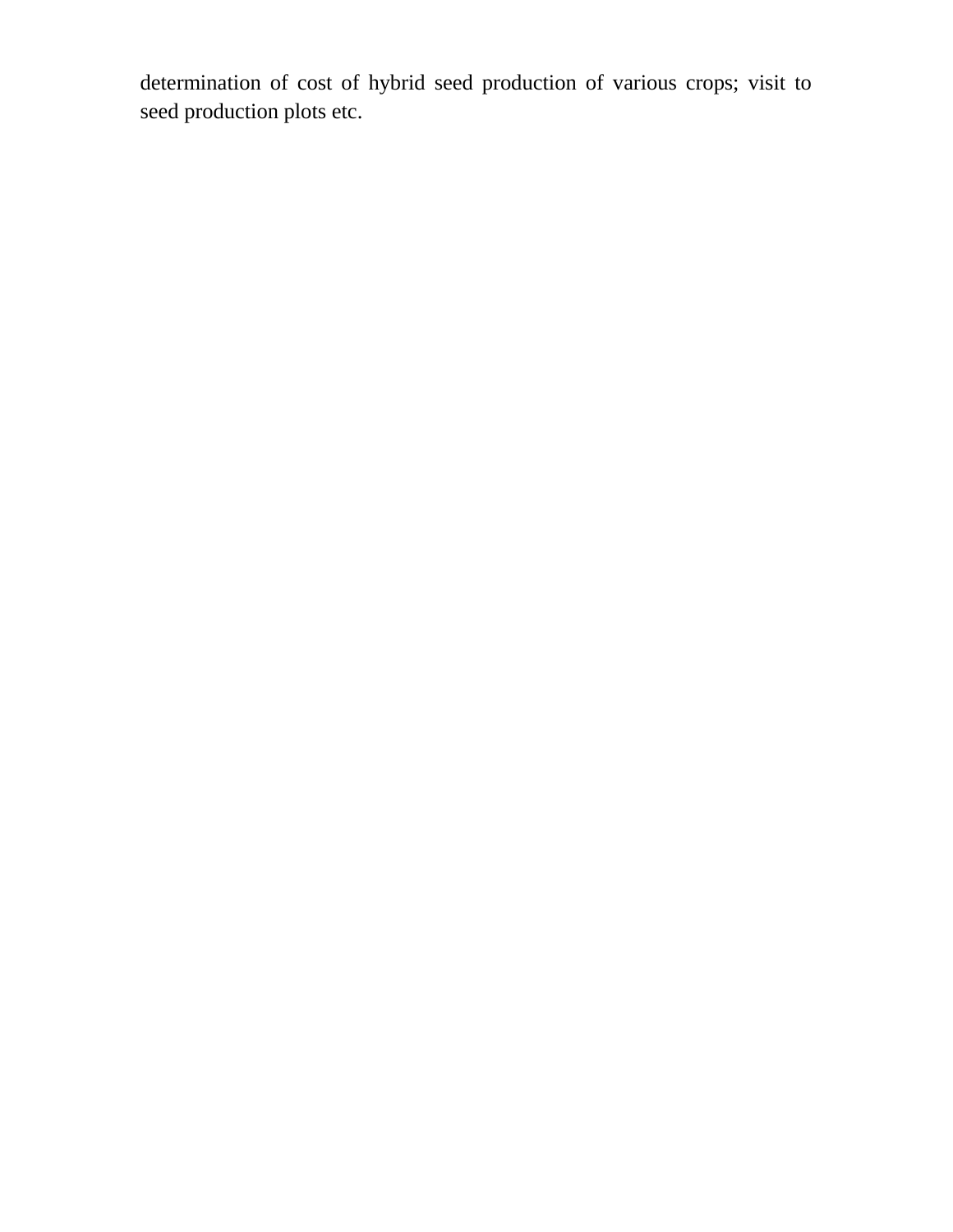determination of cost of hybrid seed production of various crops; visit to seed production plots etc.